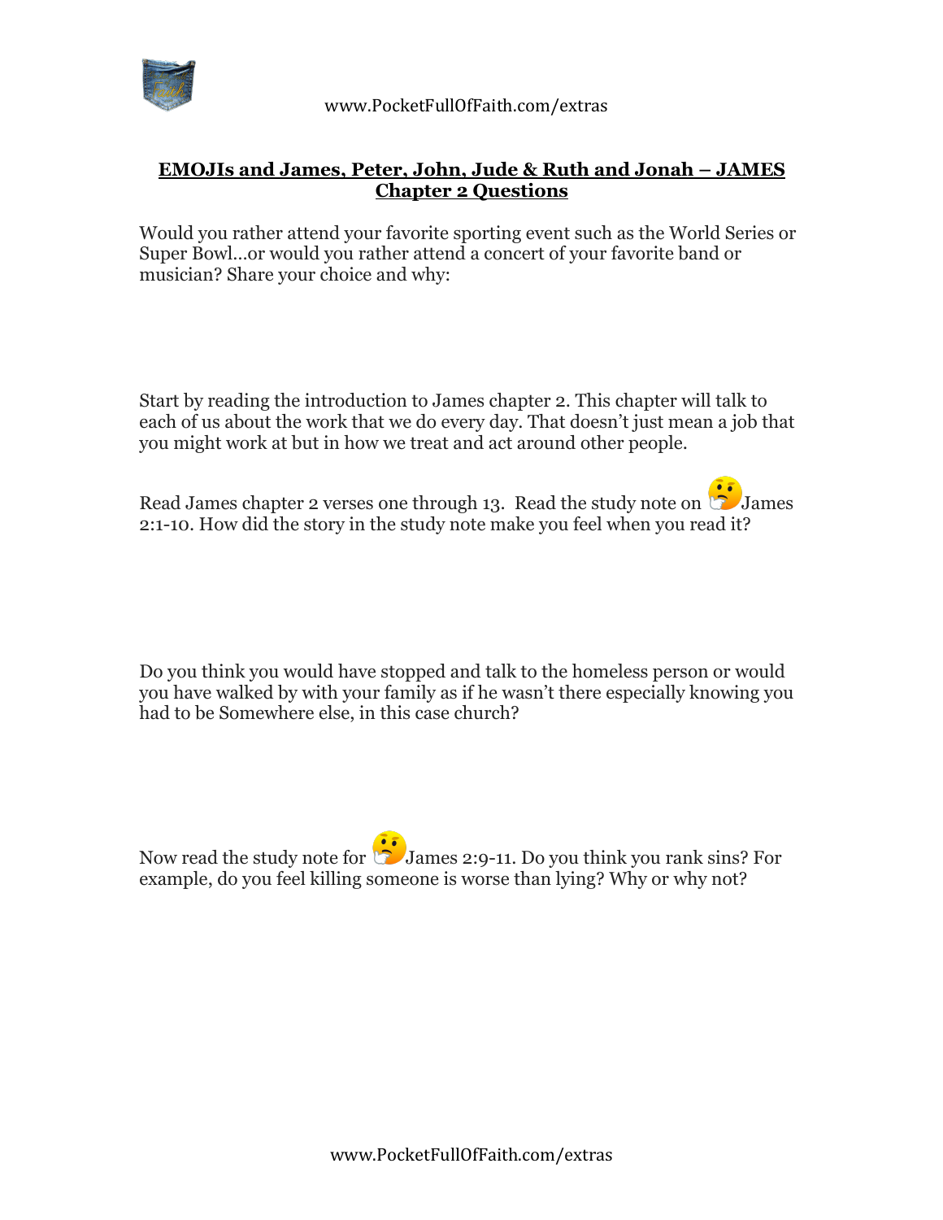## EMOJIs and James, Peter, John, Jude & Ruth and Jonah – JAMES Chapter 2 Questions

Would you rather attend your favorite sporting event such as the World Series or Super Bowl…or would you rather attend a concert of your favorite band or musician? Share your choice and why:

Start by reading the introduction to James chapter 2. This chapter will talk to each of us about the work that we do every day. That doesn't just mean a job that you might work at but in how we treat and act around other people.

Read James chapter 2 verses one through 13. Read the study note on 🤔James 2:1-10. How did the story in the study note make you feel when you read it?

Do you think you would have stopped and talk to the homeless person or would you have walked by with your family as if he wasn't there especially knowing you had to be Somewhere else, in this case church?

Now read the study note for 🤔James 2:9-11. Do you think you rank sins? For example, do you feel killing someone is worse than lying? Why or why not?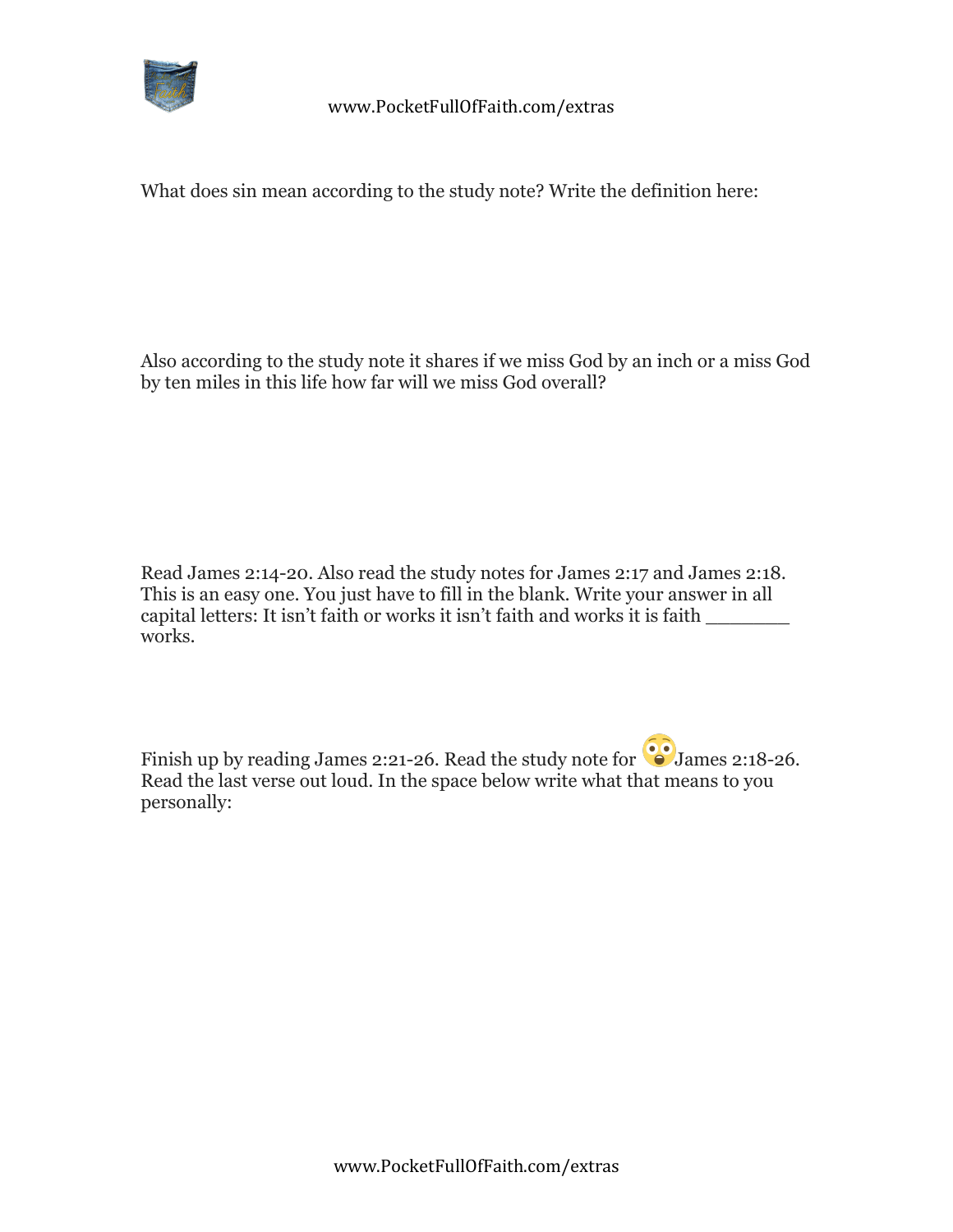What does sin mean according to the study note? Write the definition here:

Also according to the study note it shares if we miss God by an inch or a miss God by ten miles in this life how far will we miss God overall?

Read James 2:14-20. Also read the study notes for James 2:17 and James 2:18. This is an easy one. You just have to fill in the blank. Write your answer in all capital letters: It isn't faith or works it isn't faith and works it is faith _______ works.

Finish up by reading James 2:21-26. Read the study note for 😳James 2:18-26. Read the last verse out loud. In the space below write what that means to you personally: